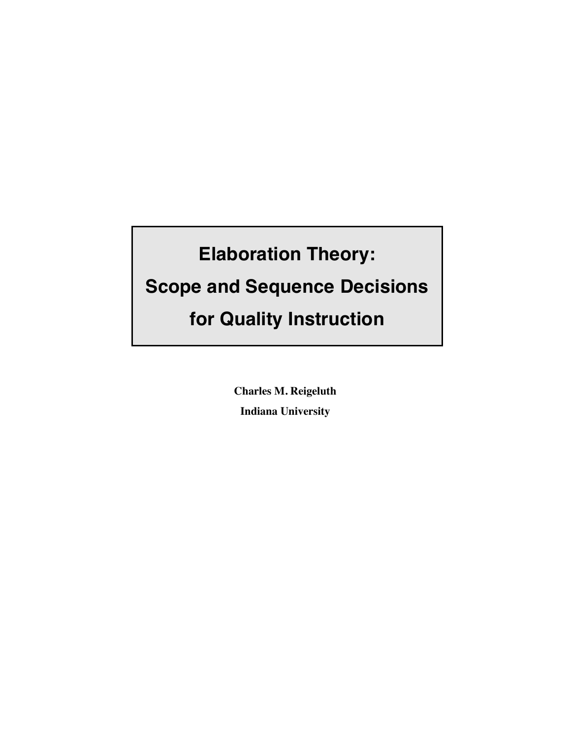# Elaboration Theory: Scope and Sequence Decisions for Quality Instruction

**Charles M. Reigeluth**

**Indiana University**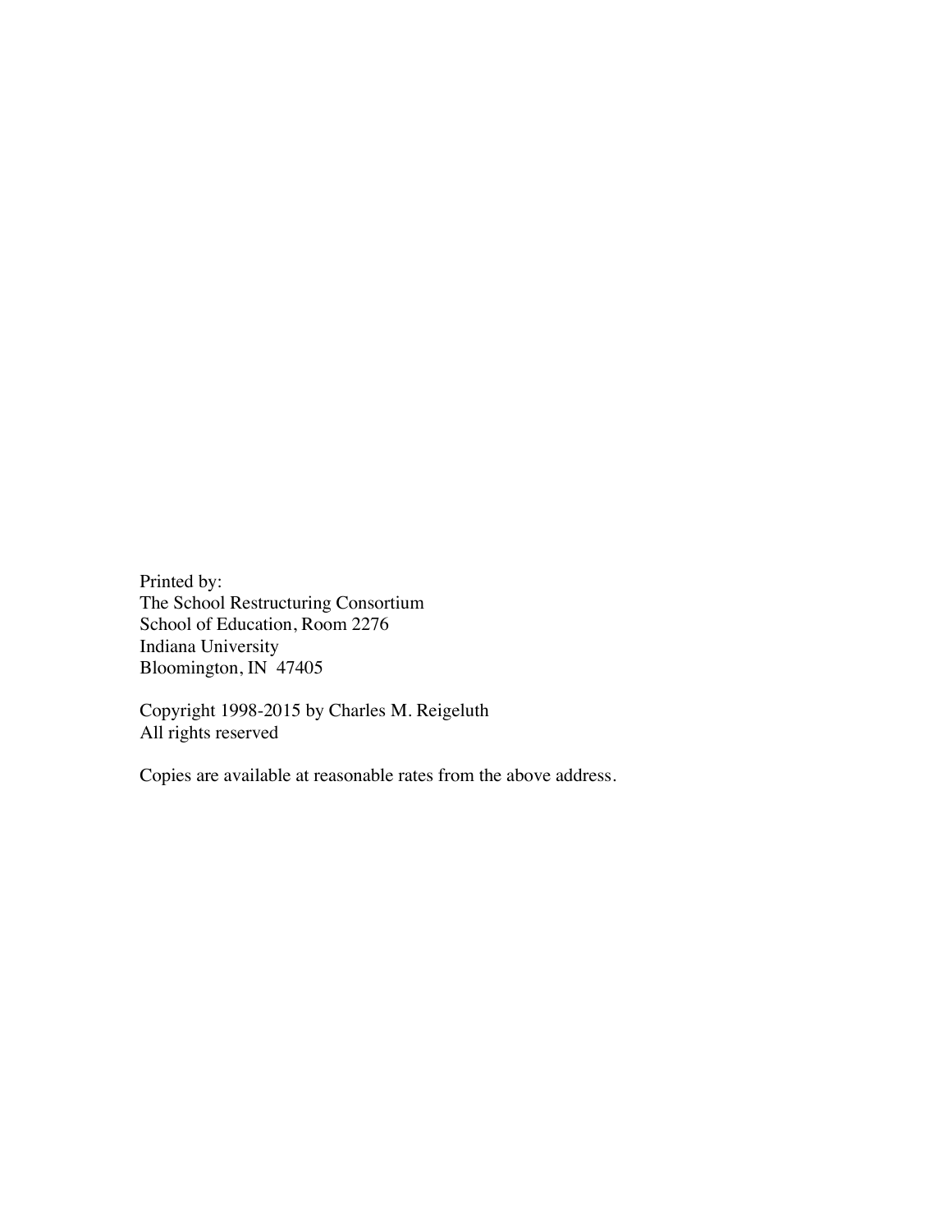Printed by:
The School Restructuring Consortium
School of Education, Room 2276
Indiana University
Bloomington, IN 47405

Copyright 1998-2015 by Charles M. Reigeluth
All rights reserved

Copies are available at reasonable rates from the above address.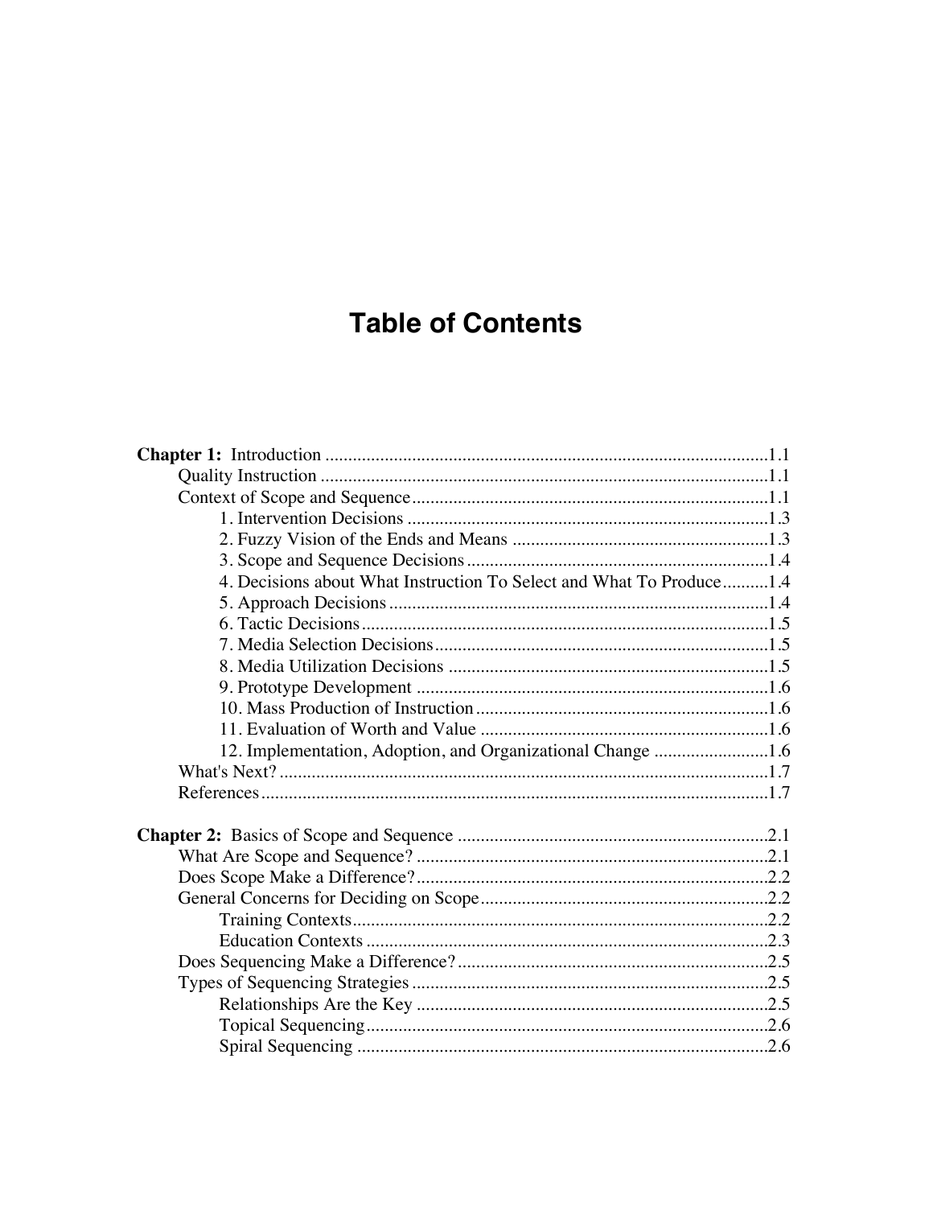# Table of Contents

**Chapter 1:** Introduction ................................................................................1.1
- Quality Instruction ................................................................................1.1
- Context of Scope and Sequence.............................................................................1.1
  - 1. Intervention Decisions ..............................................................................1.3
  - 2. Fuzzy Vision of the Ends and Means ........................................................1.3
  - 3. Scope and Sequence Decisions.................................................................1.4
  - 4. Decisions about What Instruction To Select and What To Produce..........1.4
  - 5. Approach Decisions..................................................................................1.4
  - 6. Tactic Decisions........................................................................................1.5
  - 7. Media Selection Decisions........................................................................1.5
  - 8. Media Utilization Decisions .....................................................................1.5
  - 9. Prototype Development ............................................................................1.6
  - 10. Mass Production of Instruction................................................................1.6
  - 11. Evaluation of Worth and Value ...............................................................1.6
  - 12. Implementation, Adoption, and Organizational Change .........................1.6
- What's Next? ..........................................................................................1.7
- References..............................................................................................1.7

**Chapter 2:** Basics of Scope and Sequence ..................................................................2.1
- What Are Scope and Sequence? ............................................................................2.1
- Does Scope Make a Difference?............................................................................2.2
- General Concerns for Deciding on Scope..............................................................2.2
  - Training Contexts..........................................................................................2.2
  - Education Contexts .......................................................................................2.3
- Does Sequencing Make a Difference?...................................................................2.5
- Types of Sequencing Strategies .............................................................................2.5
  - Relationships Are the Key ............................................................................2.5
  - Topical Sequencing.......................................................................................2.6
  - Spiral Sequencing .........................................................................................2.6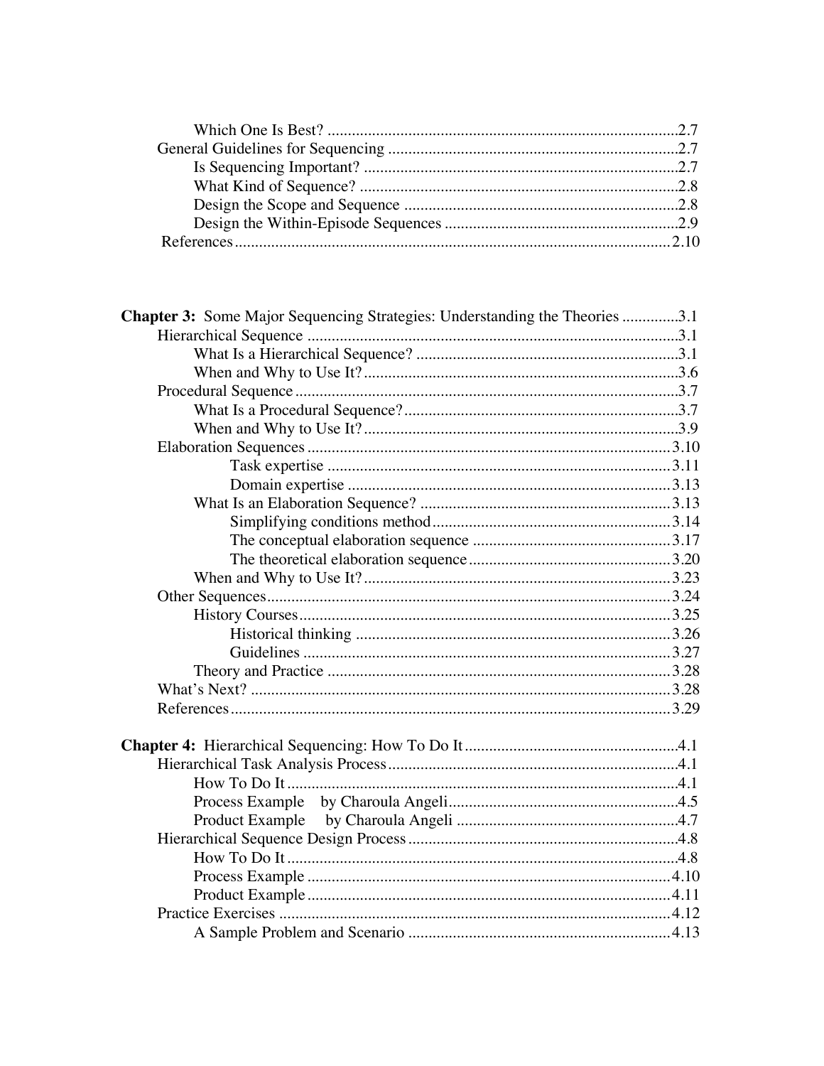Which One Is Best? ....................................................................................2.7
General Guidelines for Sequencing .......................................................................2.7
Is Sequencing Important? ............................................................................2.7
What Kind of Sequence? ..............................................................................2.8
Design the Scope and Sequence ....................................................................2.8
Design the Within-Episode Sequences ..........................................................2.9
References...........................................................................................................2.10

**Chapter 3:** Some Major Sequencing Strategies: Understanding the Theories ..............3.1
Hierarchical Sequence ...........................................................................................3.1
What Is a Hierarchical Sequence? .................................................................3.1
When and Why to Use It?.............................................................................3.6
Procedural Sequence ..............................................................................................3.7
What Is a Procedural Sequence?...................................................................3.7
When and Why to Use It?.............................................................................3.9
Elaboration Sequences ..........................................................................................3.10
Task expertise ....................................................................................3.11
Domain expertise ...............................................................................3.13
What Is an Elaboration Sequence? ..............................................................3.13
Simplifying conditions method...........................................................3.14
The conceptual elaboration sequence .................................................3.17
The theoretical elaboration sequence..................................................3.20
When and Why to Use It?...........................................................................3.23
Other Sequences...................................................................................................3.24
History Courses...........................................................................................3.25
Historical thinking .............................................................................3.26
Guidelines ..........................................................................................3.27
Theory and Practice ....................................................................................3.28
What's Next? .......................................................................................................3.28
References............................................................................................................3.29

**Chapter 4:** Hierarchical Sequencing: How To Do It ....................................................4.1
Hierarchical Task Analysis Process.......................................................................4.1
How To Do It ...............................................................................................4.1
Process Example by Charoula Angeli.........................................................4.5
Product Example by Charoula Angeli .......................................................4.7
Hierarchical Sequence Design Process ..................................................................4.8
How To Do It ...............................................................................................4.8
Process Example .........................................................................................4.10
Product Example.........................................................................................4.11
Practice Exercises ................................................................................................4.12
A Sample Problem and Scenario ................................................................4.13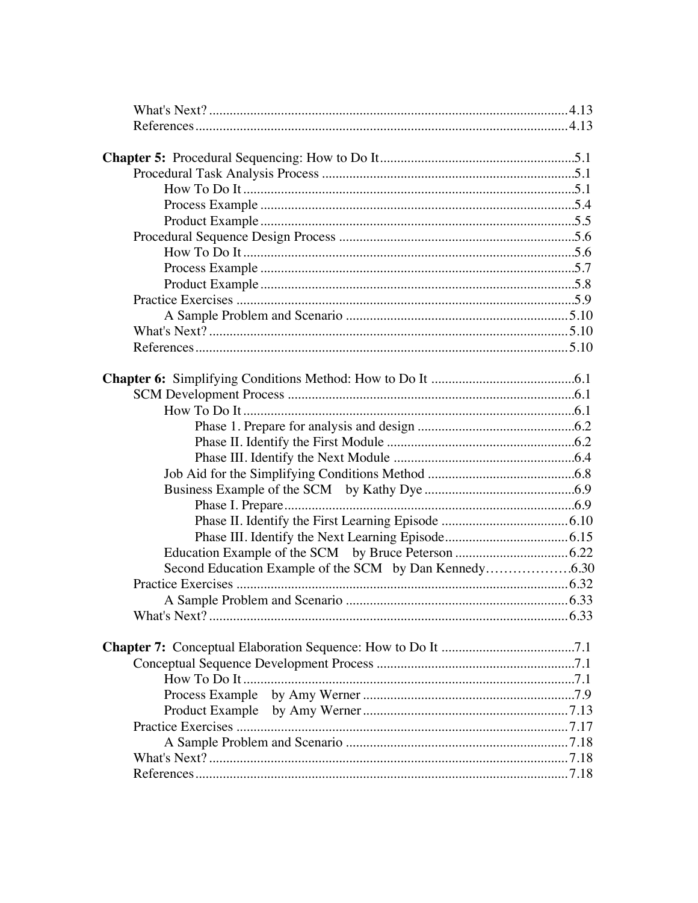What's Next? ........................................................................................................ 4.13
References ............................................................................................................ 4.13

**Chapter 5:** Procedural Sequencing: How to Do It ........................................................ 5.1
- Procedural Task Analysis Process ........................................................................ 5.1
  - How To Do It ............................................................................................... 5.1
  - Process Example .......................................................................................... 5.4
  - Product Example .......................................................................................... 5.5
- Procedural Sequence Design Process ................................................................... 5.6
  - How To Do It ............................................................................................... 5.6
  - Process Example .......................................................................................... 5.7
  - Product Example .......................................................................................... 5.8
- Practice Exercises .................................................................................................. 5.9
  - A Sample Problem and Scenario ................................................................. 5.10
- What's Next? ........................................................................................................ 5.10
- References ............................................................................................................ 5.10

**Chapter 6:** Simplifying Conditions Method: How to Do It .......................................... 6.1
- SCM Development Process ................................................................................... 6.1
  - How To Do It ............................................................................................... 6.1
    - Phase 1. Prepare for analysis and design .............................................. 6.2
    - Phase II. Identify the First Module ........................................................ 6.2
    - Phase III. Identify the Next Module ...................................................... 6.4
  - Job Aid for the Simplifying Conditions Method ........................................... 6.8
  - Business Example of the SCM by Kathy Dye ............................................ 6.9
    - Phase I. Prepare ..................................................................................... 6.9
    - Phase II. Identify the First Learning Episode ..................................... 6.10
    - Phase III. Identify the Next Learning Episode.................................... 6.15
  - Education Example of the SCM by Bruce Peterson ................................. 6.22
  - Second Education Example of the SCM by Dan Kennedy………………6.30
- Practice Exercises ................................................................................................ 6.32
  - A Sample Problem and Scenario ................................................................ 6.33
- What's Next? ....................................................................................................... 6.33

**Chapter 7:** Conceptual Elaboration Sequence: How to Do It ....................................... 7.1
- Conceptual Sequence Development Process .......................................................... 7.1
  - How To Do It ............................................................................................... 7.1
  - Process Example by Amy Werner .............................................................. 7.9
  - Product Example by Amy Werner ............................................................ 7.13
- Practice Exercises ................................................................................................ 7.17
  - A Sample Problem and Scenario ................................................................ 7.18
- What's Next? ....................................................................................................... 7.18
- References ........................................................................................................... 7.18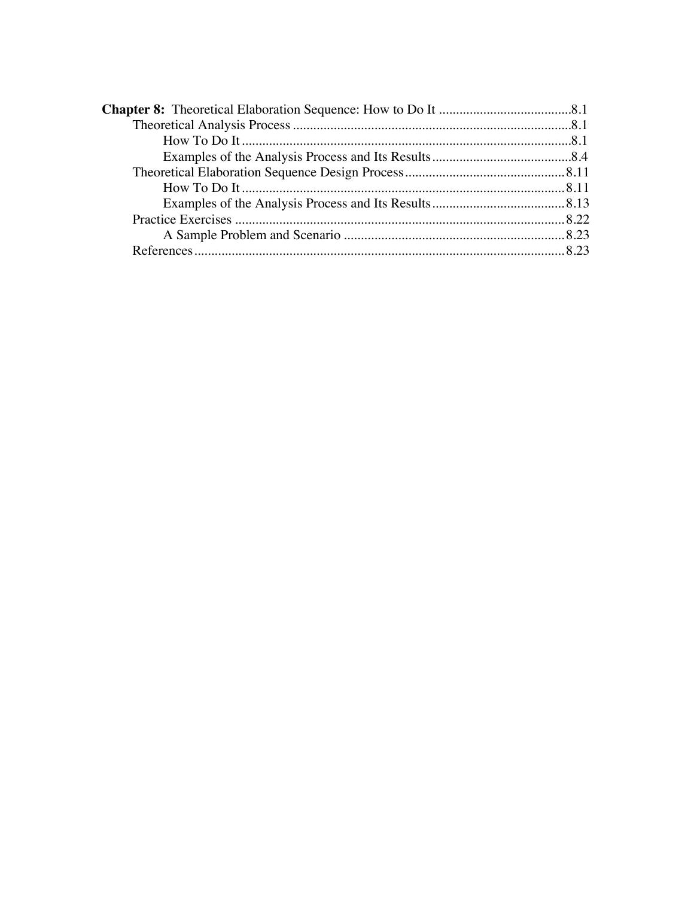**Chapter 8:** Theoretical Elaboration Sequence: How to Do It ....................................... 8.1

- Theoretical Analysis Process ................................................................................. 8.1
  - How To Do It ................................................................................................ 8.1
  - Examples of the Analysis Process and Its Results ......................................... 8.4
- Theoretical Elaboration Sequence Design Process ............................................... 8.11
  - How To Do It ................................................................................................ 8.11
  - Examples of the Analysis Process and Its Results ....................................... 8.13
- Practice Exercises ................................................................................................. 8.22
  - A Sample Problem and Scenario ................................................................. 8.23
- References ............................................................................................................ 8.23